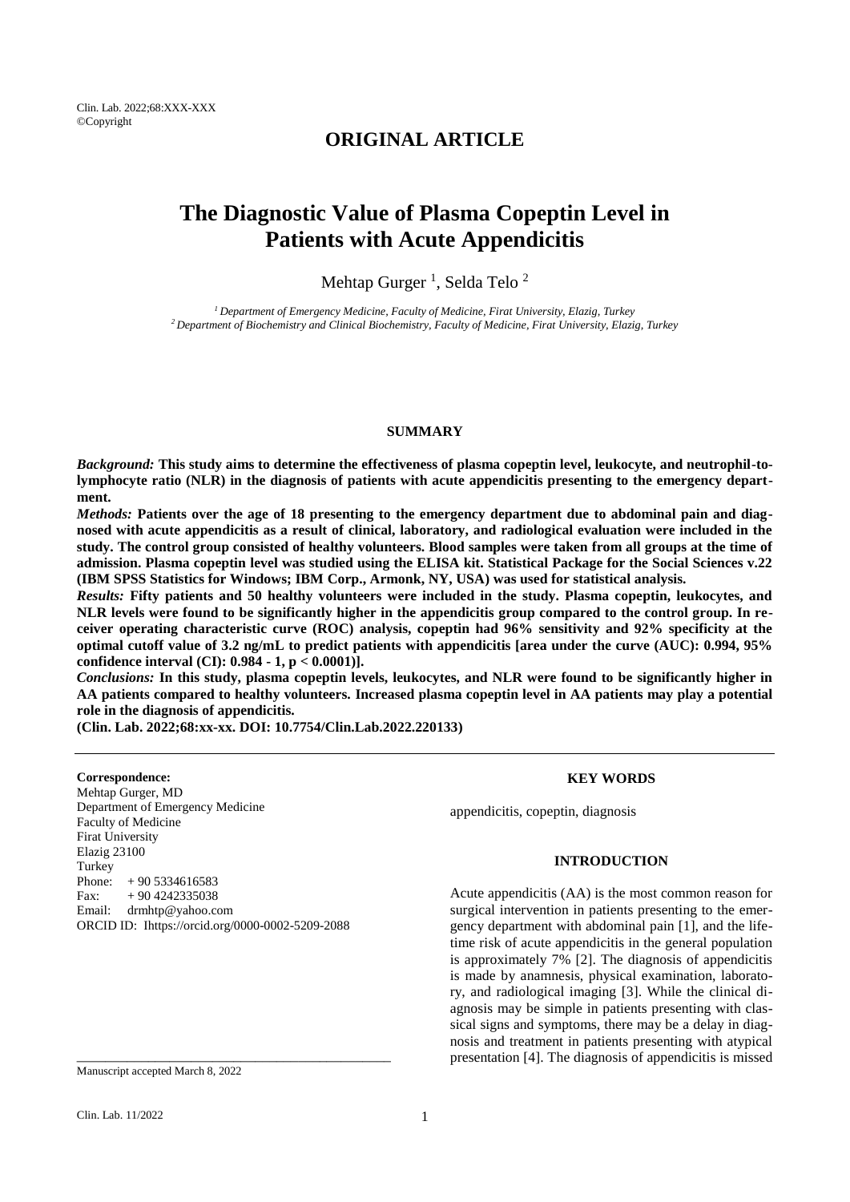## ORIGINAL ARTICLE

# The Diagnostic Value of Plasma Copeptin Level in Patients with Acute Appendicitis

Mehtap Gurger [1], Selda Telo [2]

[1] *Department of Emergency Medicine, Faculty of Medicine, Firat University, Elazig, Turkey*
[2] *Department of Biochemistry and Clinical Biochemistry, Faculty of Medicine, Firat University, Elazig, Turkey*

### SUMMARY

***Background:*** **This study aims to determine the effectiveness of plasma copeptin level, leukocyte, and neutrophil-to-lymphocyte ratio (NLR) in the diagnosis of patients with acute appendicitis presenting to the emergency department.**

***Methods:*** **Patients over the age of 18 presenting to the emergency department due to abdominal pain and diagnosed with acute appendicitis as a result of clinical, laboratory, and radiological evaluation were included in the study. The control group consisted of healthy volunteers. Blood samples were taken from all groups at the time of admission. Plasma copeptin level was studied using the ELISA kit. Statistical Package for the Social Sciences v.22 (IBM SPSS Statistics for Windows; IBM Corp., Armonk, NY, USA) was used for statistical analysis.**

***Results:*** **Fifty patients and 50 healthy volunteers were included in the study. Plasma copeptin, leukocytes, and NLR levels were found to be significantly higher in the appendicitis group compared to the control group. In receiver operating characteristic curve (ROC) analysis, copeptin had 96% sensitivity and 92% specificity at the optimal cutoff value of 3.2 ng/mL to predict patients with appendicitis [area under the curve (AUC): 0.994, 95% confidence interval (CI): 0.984 - 1, $p < 0.0001$)].**

***Conclusions:*** **In this study, plasma copeptin levels, leukocytes, and NLR were found to be significantly higher in AA patients compared to healthy volunteers. Increased plasma copeptin level in AA patients may play a potential role in the diagnosis of appendicitis.**

**(Clin. Lab. 2022;68:xx-xx. DOI: 10.7754/Clin.Lab.2022.220133)**

**Correspondence:**
Mehtap Gurger, MD
Department of Emergency Medicine
Faculty of Medicine
Firat University
Elazig 23100
Turkey
Phone: + 90 5334616583
Fax: + 90 4242335038
Email: drmhtp@yahoo.com
ORCID ID: Ihttps://orcid.org/0000-0002-5209-2088

Manuscript accepted March 8, 2022

### KEY WORDS

appendicitis, copeptin, diagnosis

### INTRODUCTION

Acute appendicitis (AA) is the most common reason for surgical intervention in patients presenting to the emergency department with abdominal pain [1], and the lifetime risk of acute appendicitis in the general population is approximately 7% [2]. The diagnosis of appendicitis is made by anamnesis, physical examination, laboratory, and radiological imaging [3]. While the clinical diagnosis may be simple in patients presenting with classical signs and symptoms, there may be a delay in diagnosis and treatment in patients presenting with atypical presentation [4]. The diagnosis of appendicitis is missed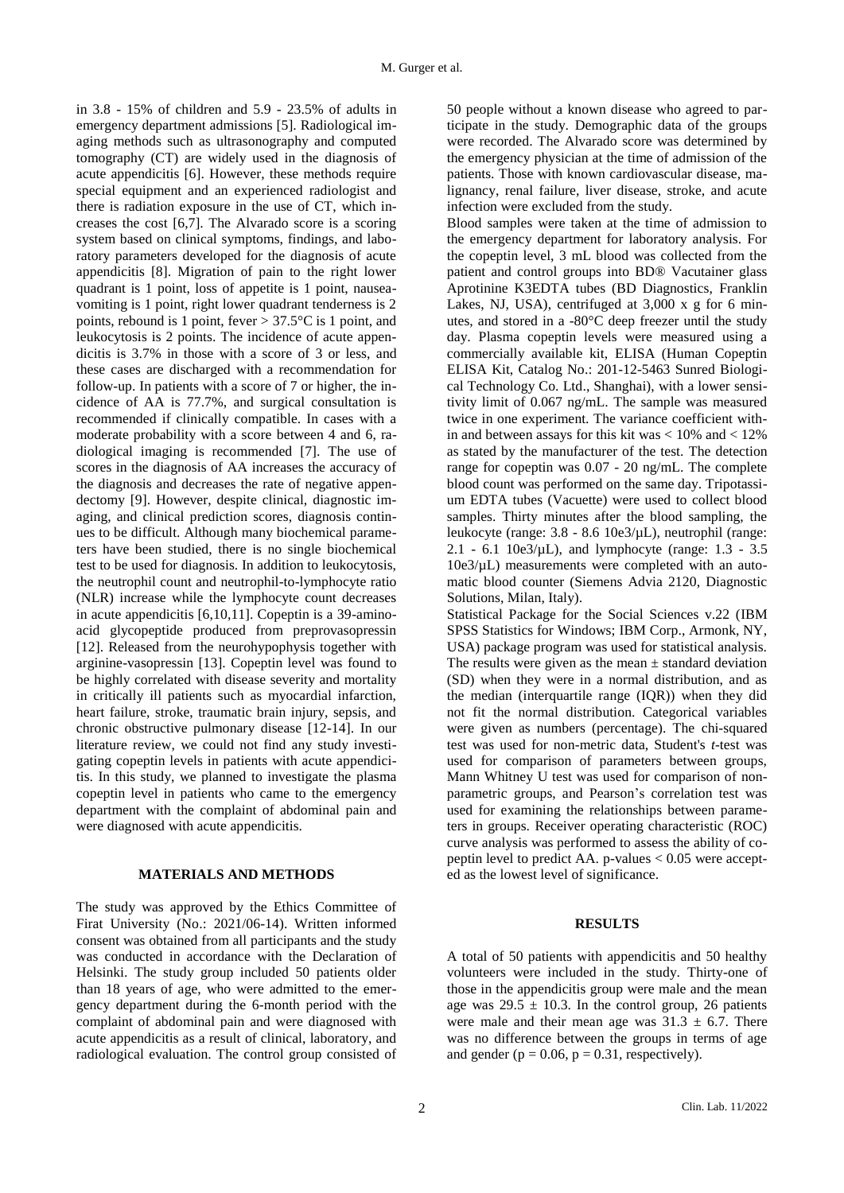in 3.8 - 15% of children and 5.9 - 23.5% of adults in emergency department admissions [5]. Radiological imaging methods such as ultrasonography and computed tomography (CT) are widely used in the diagnosis of acute appendicitis [6]. However, these methods require special equipment and an experienced radiologist and there is radiation exposure in the use of CT, which increases the cost [6,7]. The Alvarado score is a scoring system based on clinical symptoms, findings, and laboratory parameters developed for the diagnosis of acute appendicitis [8]. Migration of pain to the right lower quadrant is 1 point, loss of appetite is 1 point, nausea-vomiting is 1 point, right lower quadrant tenderness is 2 points, rebound is 1 point, fever > 37.5°C is 1 point, and leukocytosis is 2 points. The incidence of acute appendicitis is 3.7% in those with a score of 3 or less, and these cases are discharged with a recommendation for follow-up. In patients with a score of 7 or higher, the incidence of AA is 77.7%, and surgical consultation is recommended if clinically compatible. In cases with a moderate probability with a score between 4 and 6, radiological imaging is recommended [7]. The use of scores in the diagnosis of AA increases the accuracy of the diagnosis and decreases the rate of negative appendectomy [9]. However, despite clinical, diagnostic imaging, and clinical prediction scores, diagnosis continues to be difficult. Although many biochemical parameters have been studied, there is no single biochemical test to be used for diagnosis. In addition to leukocytosis, the neutrophil count and neutrophil-to-lymphocyte ratio (NLR) increase while the lymphocyte count decreases in acute appendicitis [6,10,11]. Copeptin is a 39-amino-acid glycopeptide produced from preprovasopressin [12]. Released from the neurohypophysis together with arginine-vasopressin [13]. Copeptin level was found to be highly correlated with disease severity and mortality in critically ill patients such as myocardial infarction, heart failure, stroke, traumatic brain injury, sepsis, and chronic obstructive pulmonary disease [12-14]. In our literature review, we could not find any study investigating copeptin levels in patients with acute appendicitis. In this study, we planned to investigate the plasma copeptin level in patients who came to the emergency department with the complaint of abdominal pain and were diagnosed with acute appendicitis.

## MATERIALS AND METHODS

The study was approved by the Ethics Committee of Firat University (No.: 2021/06-14). Written informed consent was obtained from all participants and the study was conducted in accordance with the Declaration of Helsinki. The study group included 50 patients older than 18 years of age, who were admitted to the emergency department during the 6-month period with the complaint of abdominal pain and were diagnosed with acute appendicitis as a result of clinical, laboratory, and radiological evaluation. The control group consisted of 50 people without a known disease who agreed to participate in the study. Demographic data of the groups were recorded. The Alvarado score was determined by the emergency physician at the time of admission of the patients. Those with known cardiovascular disease, malignancy, renal failure, liver disease, stroke, and acute infection were excluded from the study.

Blood samples were taken at the time of admission to the emergency department for laboratory analysis. For the copeptin level, 3 mL blood was collected from the patient and control groups into BD® Vacutainer glass Aprotinine K3EDTA tubes (BD Diagnostics, Franklin Lakes, NJ, USA), centrifuged at 3,000 x g for 6 minutes, and stored in a -80°C deep freezer until the study day. Plasma copeptin levels were measured using a commercially available kit, ELISA (Human Copeptin ELISA Kit, Catalog No.: 201-12-5463 Sunred Biological Technology Co. Ltd., Shanghai), with a lower sensitivity limit of 0.067 ng/mL. The sample was measured twice in one experiment. The variance coefficient within and between assays for this kit was < 10% and < 12% as stated by the manufacturer of the test. The detection range for copeptin was 0.07 - 20 ng/mL. The complete blood count was performed on the same day. Tripotassium EDTA tubes (Vacuette) were used to collect blood samples. Thirty minutes after the blood sampling, the leukocyte (range: 3.8 - 8.6 10e3/µL), neutrophil (range: 2.1 - 6.1 10e3/µL), and lymphocyte (range: 1.3 - 3.5 10e3/µL) measurements were completed with an automatic blood counter (Siemens Advia 2120, Diagnostic Solutions, Milan, Italy).

Statistical Package for the Social Sciences v.22 (IBM SPSS Statistics for Windows; IBM Corp., Armonk, NY, USA) package program was used for statistical analysis. The results were given as the mean ± standard deviation (SD) when they were in a normal distribution, and as the median (interquartile range (IQR)) when they did not fit the normal distribution. Categorical variables were given as numbers (percentage). The chi-squared test was used for non-metric data, Student's *t*-test was used for comparison of parameters between groups, Mann Whitney U test was used for comparison of non-parametric groups, and Pearson's correlation test was used for examining the relationships between parameters in groups. Receiver operating characteristic (ROC) curve analysis was performed to assess the ability of copeptin level to predict AA. p-values < 0.05 were accepted as the lowest level of significance.

## RESULTS

A total of 50 patients with appendicitis and 50 healthy volunteers were included in the study. Thirty-one of those in the appendicitis group were male and the mean age was 29.5 ± 10.3. In the control group, 26 patients were male and their mean age was 31.3 ± 6.7. There was no difference between the groups in terms of age and gender (p = 0.06, p = 0.31, respectively).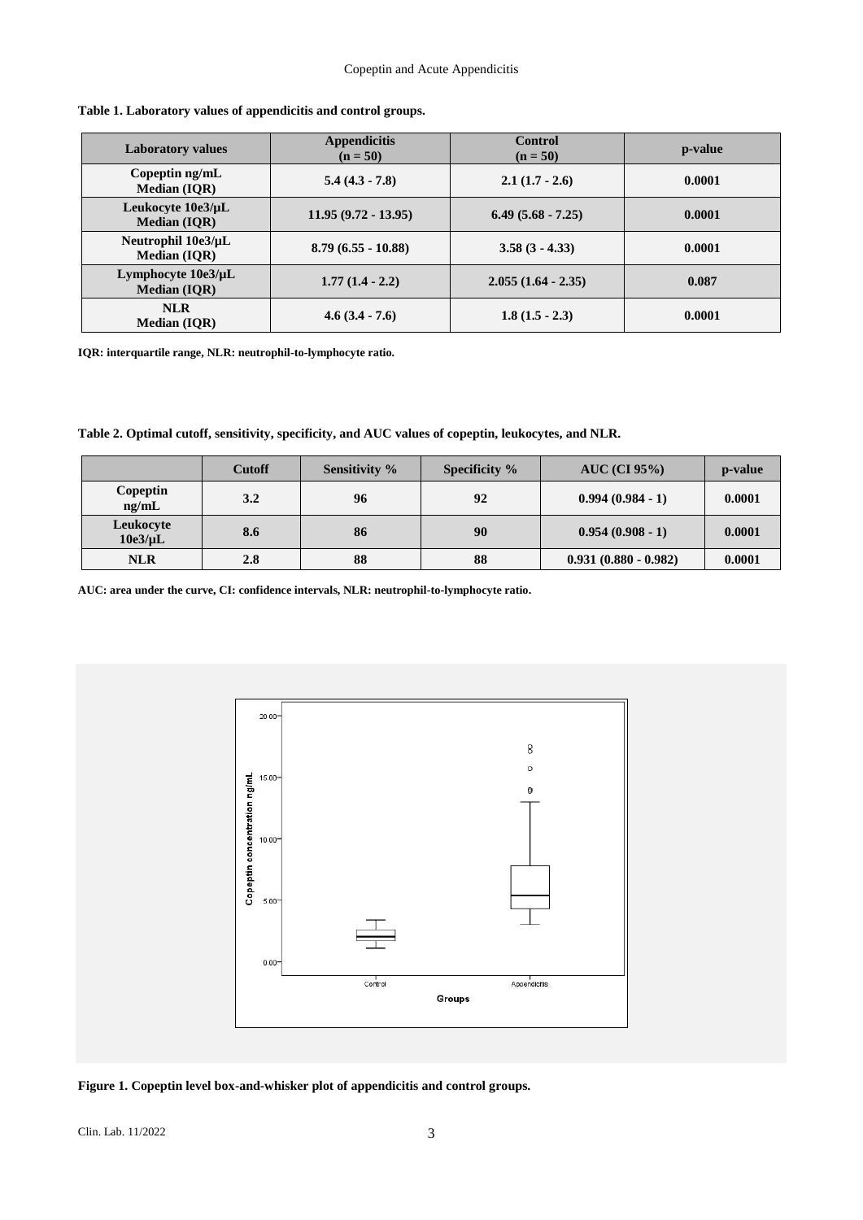**Table 1. Laboratory values of appendicitis and control groups.**

| Laboratory values | Appendicitis (n = 50) | Control (n = 50) | p-value |
|---|---|---|---|
| Copeptin ng/mL Median (IQR) | 5.4 (4.3 - 7.8) | 2.1 (1.7 - 2.6) | 0.0001 |
| Leukocyte 10e3/µL Median (IQR) | 11.95 (9.72 - 13.95) | 6.49 (5.68 - 7.25) | 0.0001 |
| Neutrophil 10e3/µL Median (IQR) | 8.79 (6.55 - 10.88) | 3.58 (3 - 4.33) | 0.0001 |
| Lymphocyte 10e3/µL Median (IQR) | 1.77 (1.4 - 2.2) | 2.055 (1.64 - 2.35) | 0.087 |
| NLR Median (IQR) | 4.6 (3.4 - 7.6) | 1.8 (1.5 - 2.3) | 0.0001 |

IQR: interquartile range, NLR: neutrophil-to-lymphocyte ratio.

**Table 2. Optimal cutoff, sensitivity, specificity, and AUC values of copeptin, leukocytes, and NLR.**

| | Cutoff | Sensitivity % | Specificity % | AUC (CI 95%) | p-value |
|---|---|---|---|---|---|
| Copeptin ng/mL | 3.2 | 96 | 92 | 0.994 (0.984 - 1) | 0.0001 |
| Leukocyte 10e3/µL | 8.6 | 86 | 90 | 0.954 (0.908 - 1) | 0.0001 |
| NLR | 2.8 | 88 | 88 | 0.931 (0.880 - 0.982) | 0.0001 |

AUC: area under the curve, CI: confidence intervals, NLR: neutrophil-to-lymphocyte ratio.

**Figure 1. Copeptin level box-and-whisker plot of appendicitis and control groups.**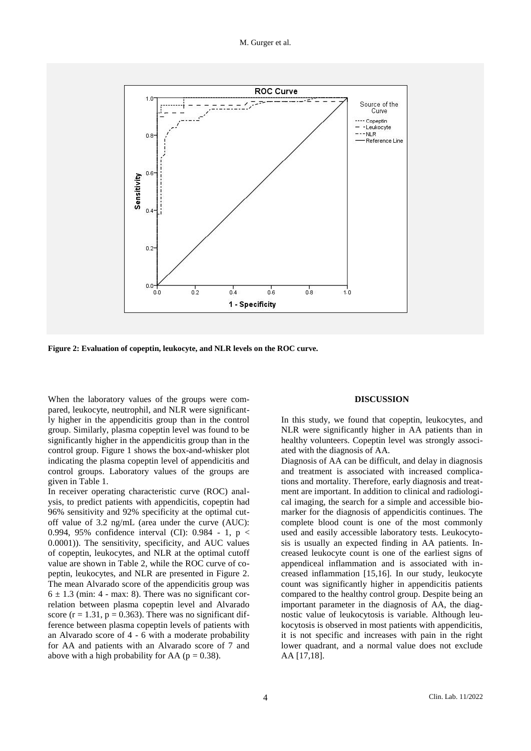Figure 2: Evaluation of copeptin, leukocyte, and NLR levels on the ROC curve.

When the laboratory values of the groups were compared, leukocyte, neutrophil, and NLR were significantly higher in the appendicitis group than in the control group. Similarly, plasma copeptin level was found to be significantly higher in the appendicitis group than in the control group. Figure 1 shows the box-and-whisker plot indicating the plasma copeptin level of appendicitis and control groups. Laboratory values of the groups are given in Table 1.

In receiver operating characteristic curve (ROC) analysis, to predict patients with appendicitis, copeptin had 96% sensitivity and 92% specificity at the optimal cutoff value of 3.2 ng/mL (area under the curve (AUC): 0.994, 95% confidence interval (CI): 0.984 - 1, $p < 0.0001$)). The sensitivity, specificity, and AUC values of copeptin, leukocytes, and NLR at the optimal cutoff value are shown in Table 2, while the ROC curve of copeptin, leukocytes, and NLR are presented in Figure 2. The mean Alvarado score of the appendicitis group was $6 \pm 1.3$ (min: 4 - max: 8). There was no significant correlation between plasma copeptin level and Alvarado score ($r = 1.31$, $p = 0.363$). There was no significant difference between plasma copeptin levels of patients with an Alvarado score of 4 - 6 with a moderate probability for AA and patients with an Alvarado score of 7 and above with a high probability for AA ($p = 0.38$).

## DISCUSSION

In this study, we found that copeptin, leukocytes, and NLR were significantly higher in AA patients than in healthy volunteers. Copeptin level was strongly associated with the diagnosis of AA.

Diagnosis of AA can be difficult, and delay in diagnosis and treatment is associated with increased complications and mortality. Therefore, early diagnosis and treatment are important. In addition to clinical and radiological imaging, the search for a simple and accessible biomarker for the diagnosis of appendicitis continues. The complete blood count is one of the most commonly used and easily accessible laboratory tests. Leukocytosis is usually an expected finding in AA patients. Increased leukocyte count is one of the earliest signs of appendiceal inflammation and is associated with increased inflammation [15,16]. In our study, leukocyte count was significantly higher in appendicitis patients compared to the healthy control group. Despite being an important parameter in the diagnosis of AA, the diagnostic value of leukocytosis is variable. Although leukocytosis is observed in most patients with appendicitis, it is not specific and increases with pain in the right lower quadrant, and a normal value does not exclude AA [17,18].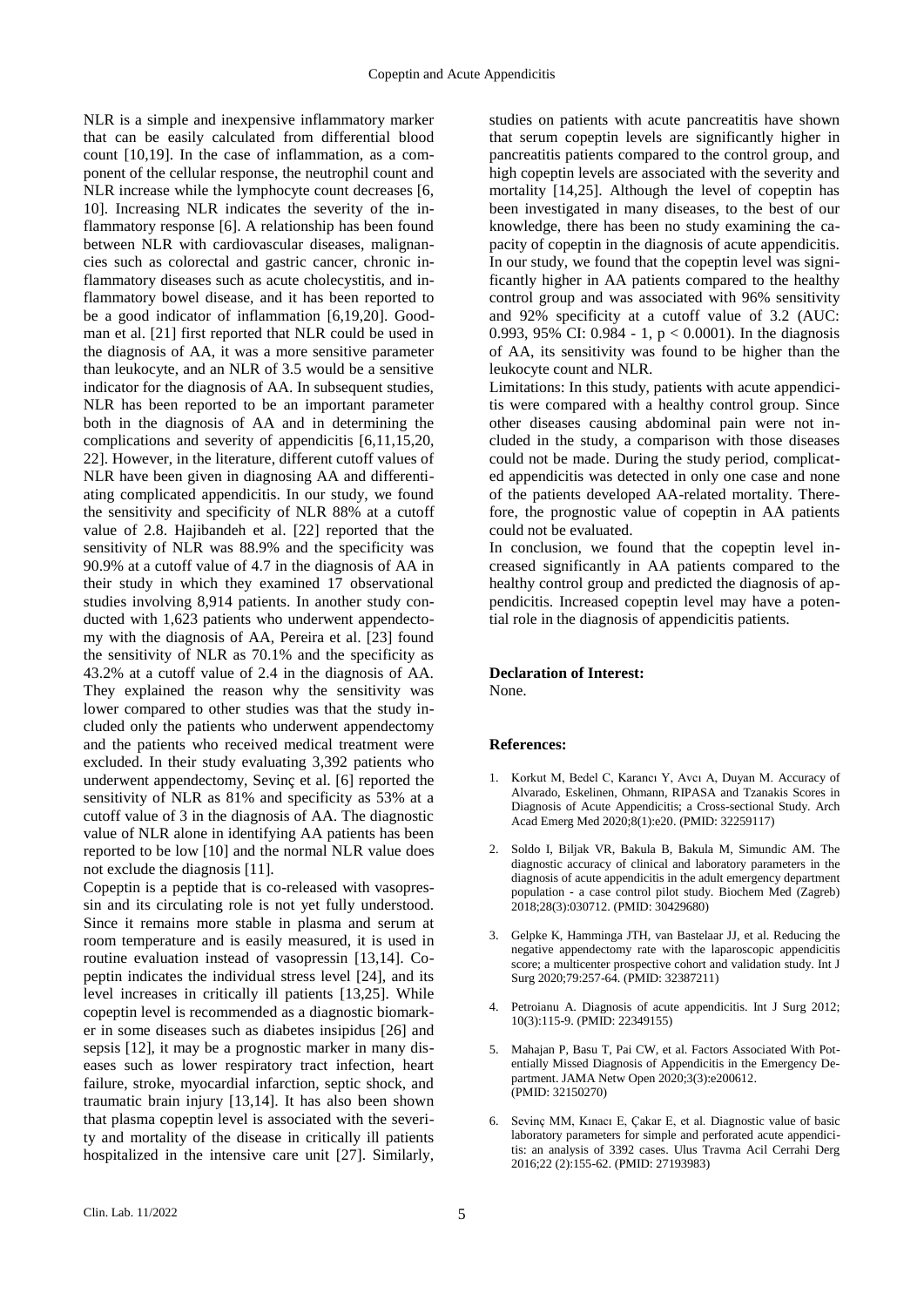NLR is a simple and inexpensive inflammatory marker that can be easily calculated from differential blood count [10,19]. In the case of inflammation, as a component of the cellular response, the neutrophil count and NLR increase while the lymphocyte count decreases [6, 10]. Increasing NLR indicates the severity of the inflammatory response [6]. A relationship has been found between NLR with cardiovascular diseases, malignancies such as colorectal and gastric cancer, chronic inflammatory diseases such as acute cholecystitis, and inflammatory bowel disease, and it has been reported to be a good indicator of inflammation [6,19,20]. Goodman et al. [21] first reported that NLR could be used in the diagnosis of AA, it was a more sensitive parameter than leukocyte, and an NLR of 3.5 would be a sensitive indicator for the diagnosis of AA. In subsequent studies, NLR has been reported to be an important parameter both in the diagnosis of AA and in determining the complications and severity of appendicitis [6,11,15,20, 22]. However, in the literature, different cutoff values of NLR have been given in diagnosing AA and differentiating complicated appendicitis. In our study, we found the sensitivity and specificity of NLR 88% at a cutoff value of 2.8. Hajibandeh et al. [22] reported that the sensitivity of NLR was 88.9% and the specificity was 90.9% at a cutoff value of 4.7 in the diagnosis of AA in their study in which they examined 17 observational studies involving 8,914 patients. In another study conducted with 1,623 patients who underwent appendectomy with the diagnosis of AA, Pereira et al. [23] found the sensitivity of NLR as 70.1% and the specificity as 43.2% at a cutoff value of 2.4 in the diagnosis of AA. They explained the reason why the sensitivity was lower compared to other studies was that the study included only the patients who underwent appendectomy and the patients who received medical treatment were excluded. In their study evaluating 3,392 patients who underwent appendectomy, Sevinç et al. [6] reported the sensitivity of NLR as 81% and specificity as 53% at a cutoff value of 3 in the diagnosis of AA. The diagnostic value of NLR alone in identifying AA patients has been reported to be low [10] and the normal NLR value does not exclude the diagnosis [11].

Copeptin is a peptide that is co-released with vasopressin and its circulating role is not yet fully understood. Since it remains more stable in plasma and serum at room temperature and is easily measured, it is used in routine evaluation instead of vasopressin [13,14]. Copeptin indicates the individual stress level [24], and its level increases in critically ill patients [13,25]. While copeptin level is recommended as a diagnostic biomarker in some diseases such as diabetes insipidus [26] and sepsis [12], it may be a prognostic marker in many diseases such as lower respiratory tract infection, heart failure, stroke, myocardial infarction, septic shock, and traumatic brain injury [13,14]. It has also been shown that plasma copeptin level is associated with the severity and mortality of the disease in critically ill patients hospitalized in the intensive care unit [27]. Similarly, studies on patients with acute pancreatitis have shown that serum copeptin levels are significantly higher in pancreatitis patients compared to the control group, and high copeptin levels are associated with the severity and mortality [14,25]. Although the level of copeptin has been investigated in many diseases, to the best of our knowledge, there has been no study examining the capacity of copeptin in the diagnosis of acute appendicitis. In our study, we found that the copeptin level was significantly higher in AA patients compared to the healthy control group and was associated with 96% sensitivity and 92% specificity at a cutoff value of 3.2 (AUC: 0.993, 95% CI: 0.984 - 1, $p < 0.0001$). In the diagnosis of AA, its sensitivity was found to be higher than the leukocyte count and NLR.

Limitations: In this study, patients with acute appendicitis were compared with a healthy control group. Since other diseases causing abdominal pain were not included in the study, a comparison with those diseases could not be made. During the study period, complicated appendicitis was detected in only one case and none of the patients developed AA-related mortality. Therefore, the prognostic value of copeptin in AA patients could not be evaluated.

In conclusion, we found that the copeptin level increased significantly in AA patients compared to the healthy control group and predicted the diagnosis of appendicitis. Increased copeptin level may have a potential role in the diagnosis of appendicitis patients.

**Declaration of Interest:**

None.

**References:**

1. Korkut M, Bedel C, Karancı Y, Avcı A, Duyan M. Accuracy of Alvarado, Eskelinen, Ohmann, RIPASA and Tzanakis Scores in Diagnosis of Acute Appendicitis; a Cross-sectional Study. Arch Acad Emerg Med 2020;8(1):e20. (PMID: 32259117)

2. Soldo I, Biljak VR, Bakula B, Bakula M, Simundic AM. The diagnostic accuracy of clinical and laboratory parameters in the diagnosis of acute appendicitis in the adult emergency department population - a case control pilot study. Biochem Med (Zagreb) 2018;28(3):030712. (PMID: 30429680)

3. Gelpke K, Hamminga JTH, van Bastelaar JJ, et al. Reducing the negative appendectomy rate with the laparoscopic appendicitis score; a multicenter prospective cohort and validation study. Int J Surg 2020;79:257-64. (PMID: 32387211)

4. Petroianu A. Diagnosis of acute appendicitis. Int J Surg 2012; 10(3):115-9. (PMID: 22349155)

5. Mahajan P, Basu T, Pai CW, et al. Factors Associated With Potentially Missed Diagnosis of Appendicitis in the Emergency Department. JAMA Netw Open 2020;3(3):e200612. (PMID: 32150270)

6. Sevinç MM, Kınacı E, Çakar E, et al. Diagnostic value of basic laboratory parameters for simple and perforated acute appendicitis: an analysis of 3392 cases. Ulus Travma Acil Cerrahi Derg 2016;22 (2):155-62. (PMID: 27193983)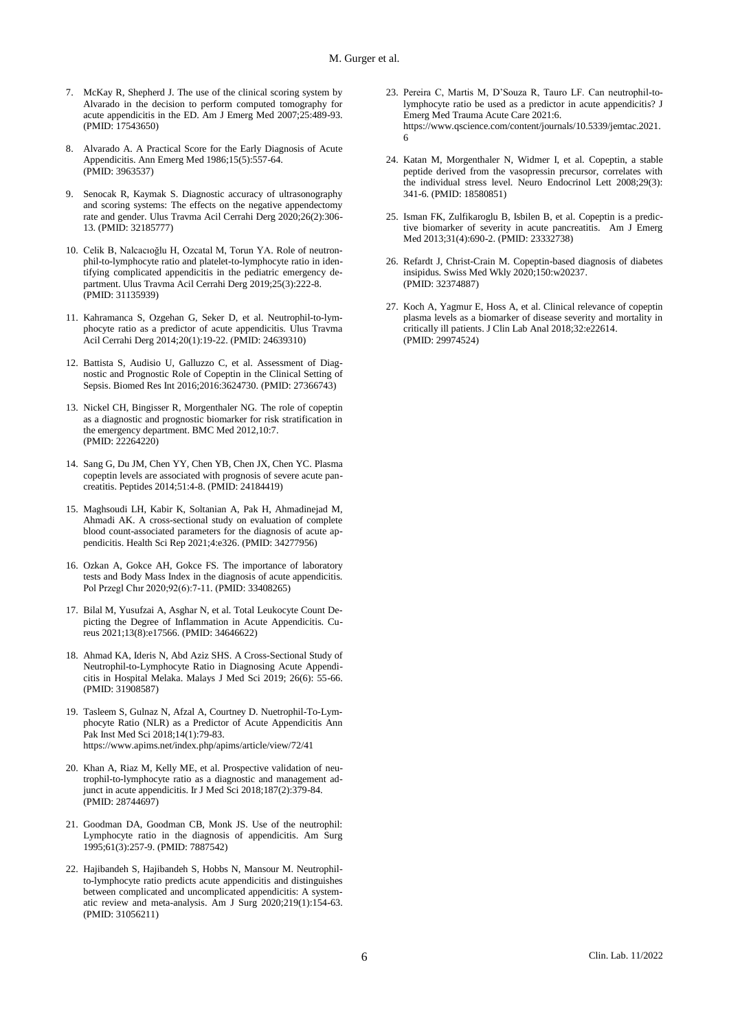7. McKay R, Shepherd J. The use of the clinical scoring system by Alvarado in the decision to perform computed tomography for acute appendicitis in the ED. Am J Emerg Med 2007;25:489-93. (PMID: 17543650)

8. Alvarado A. A Practical Score for the Early Diagnosis of Acute Appendicitis. Ann Emerg Med 1986;15(5):557-64. (PMID: 3963537)

9. Senocak R, Kaymak S. Diagnostic accuracy of ultrasonography and scoring systems: The effects on the negative appendectomy rate and gender. Ulus Travma Acil Cerrahi Derg 2020;26(2):306-13. (PMID: 32185777)

10. Celik B, Nalcacıoğlu H, Ozcatal M, Torun YA. Role of neutronphil-to-lymphocyte ratio and platelet-to-lymphocyte ratio in identifying complicated appendicitis in the pediatric emergency department. Ulus Travma Acil Cerrahi Derg 2019;25(3):222-8. (PMID: 31135939)

11. Kahramanca S, Ozgehan G, Seker D, et al. Neutrophil-to-lymphocyte ratio as a predictor of acute appendicitis. Ulus Travma Acil Cerrahi Derg 2014;20(1):19-22. (PMID: 24639310)

12. Battista S, Audisio U, Galluzzo C, et al. Assessment of Diagnostic and Prognostic Role of Copeptin in the Clinical Setting of Sepsis. Biomed Res Int 2016;2016:3624730. (PMID: 27366743)

13. Nickel CH, Bingisser R, Morgenthaler NG. The role of copeptin as a diagnostic and prognostic biomarker for risk stratification in the emergency department. BMC Med 2012,10:7. (PMID: 22264220)

14. Sang G, Du JM, Chen YY, Chen YB, Chen JX, Chen YC. Plasma copeptin levels are associated with prognosis of severe acute pancreatitis. Peptides 2014;51:4-8. (PMID: 24184419)

15. Maghsoudi LH, Kabir K, Soltanian A, Pak H, Ahmadinejad M, Ahmadi AK. A cross-sectional study on evaluation of complete blood count-associated parameters for the diagnosis of acute appendicitis. Health Sci Rep 2021;4:e326. (PMID: 34277956)

16. Ozkan A, Gokce AH, Gokce FS. The importance of laboratory tests and Body Mass Index in the diagnosis of acute appendicitis. Pol Przegl Chır 2020;92(6):7-11. (PMID: 33408265)

17. Bilal M, Yusufzai A, Asghar N, et al. Total Leukocyte Count Depicting the Degree of Inflammation in Acute Appendicitis. Cureus 2021;13(8):e17566. (PMID: 34646622)

18. Ahmad KA, Ideris N, Abd Aziz SHS. A Cross-Sectional Study of Neutrophil-to-Lymphocyte Ratio in Diagnosing Acute Appendicitis in Hospital Melaka. Malays J Med Sci 2019; 26(6): 55-66. (PMID: 31908587)

19. Tasleem S, Gulnaz N, Afzal A, Courtney D. Nuetrophil-To-Lymphocyte Ratio (NLR) as a Predictor of Acute Appendicitis Ann Pak Inst Med Sci 2018;14(1):79-83. https://www.apims.net/index.php/apims/article/view/72/41

20. Khan A, Riaz M, Kelly ME, et al. Prospective validation of neutrophil-to-lymphocyte ratio as a diagnostic and management adjunct in acute appendicitis. Ir J Med Sci 2018;187(2):379-84. (PMID: 28744697)

21. Goodman DA, Goodman CB, Monk JS. Use of the neutrophil: Lymphocyte ratio in the diagnosis of appendicitis. Am Surg 1995;61(3):257-9. (PMID: 7887542)

22. Hajibandeh S, Hajibandeh S, Hobbs N, Mansour M. Neutrophil-to-lymphocyte ratio predicts acute appendicitis and distinguishes between complicated and uncomplicated appendicitis: A systematic review and meta-analysis. Am J Surg 2020;219(1):154-63. (PMID: 31056211)

23. Pereira C, Martis M, D'Souza R, Tauro LF. Can neutrophil-to-lymphocyte ratio be used as a predictor in acute appendicitis? J Emerg Med Trauma Acute Care 2021:6. https://www.qscience.com/content/journals/10.5339/jemtac.2021.6

24. Katan M, Morgenthaler N, Widmer I, et al. Copeptin, a stable peptide derived from the vasopressin precursor, correlates with the individual stress level. Neuro Endocrinol Lett 2008;29(3): 341-6. (PMID: 18580851)

25. Isman FK, Zulfikaroglu B, Isbilen B, et al. Copeptin is a predictive biomarker of severity in acute pancreatitis. Am J Emerg Med 2013;31(4):690-2. (PMID: 23332738)

26. Refardt J, Christ-Crain M. Copeptin-based diagnosis of diabetes insipidus. Swiss Med Wkly 2020;150:w20237. (PMID: 32374887)

27. Koch A, Yagmur E, Hoss A, et al. Clinical relevance of copeptin plasma levels as a biomarker of disease severity and mortality in critically ill patients. J Clin Lab Anal 2018;32:e22614. (PMID: 29974524)